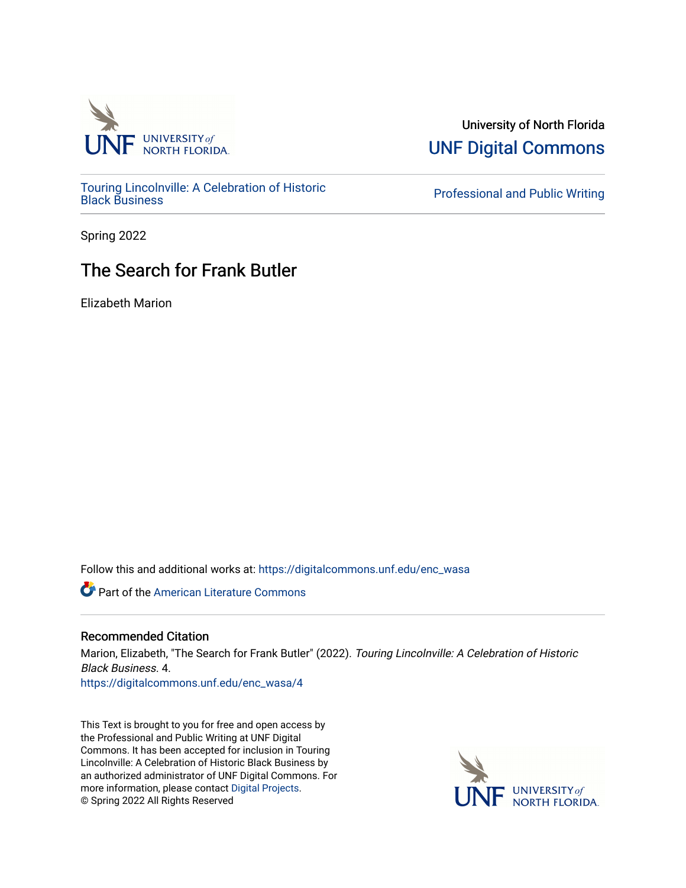University of North Florida

UNF Digital Commons

Touring Lincolnville: A Celebration of Historic Black Business

Professional and Public Writing

Spring 2022

# The Search for Frank Butler

Elizabeth Marion

Follow this and additional works at: https://digitalcommons.unf.edu/enc_wasa

Part of the American Literature Commons

## Recommended Citation

Marion, Elizabeth, "The Search for Frank Butler" (2022). *Touring Lincolnville: A Celebration of Historic Black Business*. 4.
https://digitalcommons.unf.edu/enc_wasa/4

This Text is brought to you for free and open access by the Professional and Public Writing at UNF Digital Commons. It has been accepted for inclusion in Touring Lincolnville: A Celebration of Historic Black Business by an authorized administrator of UNF Digital Commons. For more information, please contact Digital Projects.
© Spring 2022 All Rights Reserved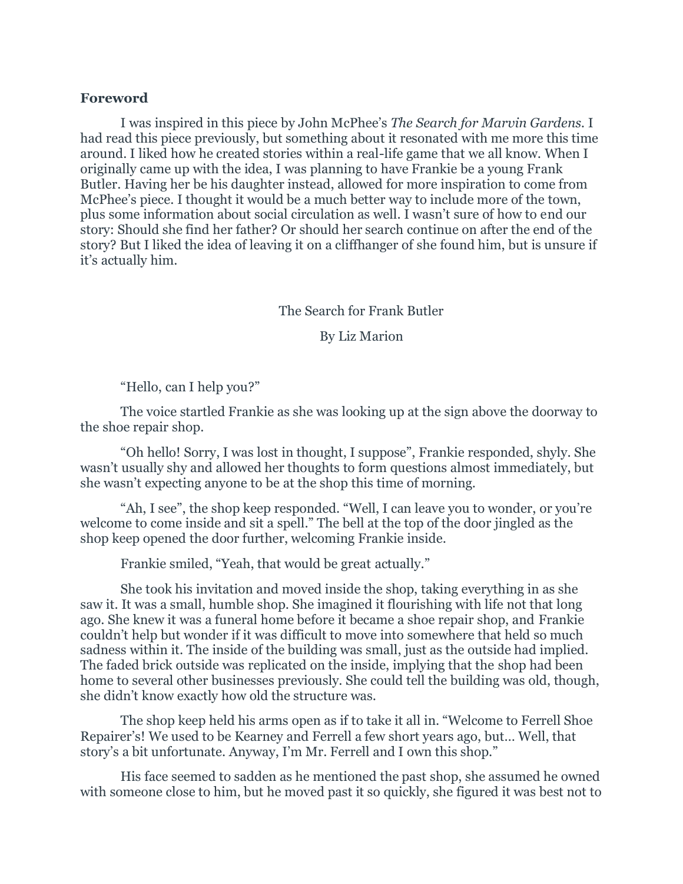**Foreword**

I was inspired in this piece by John McPhee's *The Search for Marvin Gardens*. I had read this piece previously, but something about it resonated with me more this time around. I liked how he created stories within a real-life game that we all know. When I originally came up with the idea, I was planning to have Frankie be a young Frank Butler. Having her be his daughter instead, allowed for more inspiration to come from McPhee's piece. I thought it would be a much better way to include more of the town, plus some information about social circulation as well. I wasn't sure of how to end our story: Should she find her father? Or should her search continue on after the end of the story? But I liked the idea of leaving it on a cliffhanger of she found him, but is unsure if it's actually him.

The Search for Frank Butler

By Liz Marion

"Hello, can I help you?"

The voice startled Frankie as she was looking up at the sign above the doorway to the shoe repair shop.

"Oh hello! Sorry, I was lost in thought, I suppose", Frankie responded, shyly. She wasn't usually shy and allowed her thoughts to form questions almost immediately, but she wasn't expecting anyone to be at the shop this time of morning.

"Ah, I see", the shop keep responded. "Well, I can leave you to wonder, or you're welcome to come inside and sit a spell." The bell at the top of the door jingled as the shop keep opened the door further, welcoming Frankie inside.

Frankie smiled, "Yeah, that would be great actually."

She took his invitation and moved inside the shop, taking everything in as she saw it. It was a small, humble shop. She imagined it flourishing with life not that long ago. She knew it was a funeral home before it became a shoe repair shop, and Frankie couldn't help but wonder if it was difficult to move into somewhere that held so much sadness within it. The inside of the building was small, just as the outside had implied. The faded brick outside was replicated on the inside, implying that the shop had been home to several other businesses previously. She could tell the building was old, though, she didn't know exactly how old the structure was.

The shop keep held his arms open as if to take it all in. "Welcome to Ferrell Shoe Repairer's! We used to be Kearney and Ferrell a few short years ago, but… Well, that story's a bit unfortunate. Anyway, I'm Mr. Ferrell and I own this shop."

His face seemed to sadden as he mentioned the past shop, she assumed he owned with someone close to him, but he moved past it so quickly, she figured it was best not to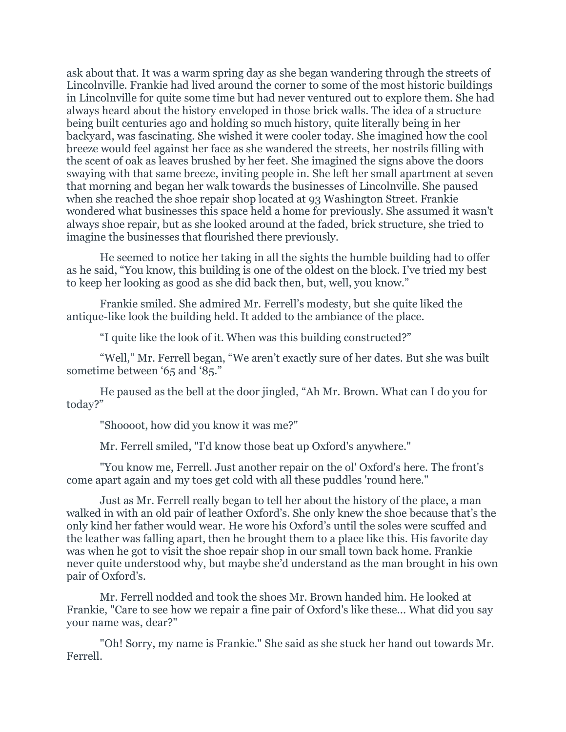ask about that. It was a warm spring day as she began wandering through the streets of Lincolnville. Frankie had lived around the corner to some of the most historic buildings in Lincolnville for quite some time but had never ventured out to explore them. She had always heard about the history enveloped in those brick walls. The idea of a structure being built centuries ago and holding so much history, quite literally being in her backyard, was fascinating. She wished it were cooler today. She imagined how the cool breeze would feel against her face as she wandered the streets, her nostrils filling with the scent of oak as leaves brushed by her feet. She imagined the signs above the doors swaying with that same breeze, inviting people in. She left her small apartment at seven that morning and began her walk towards the businesses of Lincolnville. She paused when she reached the shoe repair shop located at 93 Washington Street. Frankie wondered what businesses this space held a home for previously. She assumed it wasn't always shoe repair, but as she looked around at the faded, brick structure, she tried to imagine the businesses that flourished there previously.

He seemed to notice her taking in all the sights the humble building had to offer as he said, "You know, this building is one of the oldest on the block. I've tried my best to keep her looking as good as she did back then, but, well, you know."

Frankie smiled. She admired Mr. Ferrell's modesty, but she quite liked the antique-like look the building held. It added to the ambiance of the place.

"I quite like the look of it. When was this building constructed?"

"Well," Mr. Ferrell began, "We aren't exactly sure of her dates. But she was built sometime between '65 and '85."

He paused as the bell at the door jingled, "Ah Mr. Brown. What can I do you for today?"

"Shoooot, how did you know it was me?"

Mr. Ferrell smiled, "I'd know those beat up Oxford's anywhere."

"You know me, Ferrell. Just another repair on the ol' Oxford's here. The front's come apart again and my toes get cold with all these puddles 'round here."

Just as Mr. Ferrell really began to tell her about the history of the place, a man walked in with an old pair of leather Oxford's. She only knew the shoe because that's the only kind her father would wear. He wore his Oxford's until the soles were scuffed and the leather was falling apart, then he brought them to a place like this. His favorite day was when he got to visit the shoe repair shop in our small town back home. Frankie never quite understood why, but maybe she'd understand as the man brought in his own pair of Oxford's.

Mr. Ferrell nodded and took the shoes Mr. Brown handed him. He looked at Frankie, "Care to see how we repair a fine pair of Oxford's like these... What did you say your name was, dear?"

"Oh! Sorry, my name is Frankie." She said as she stuck her hand out towards Mr. Ferrell.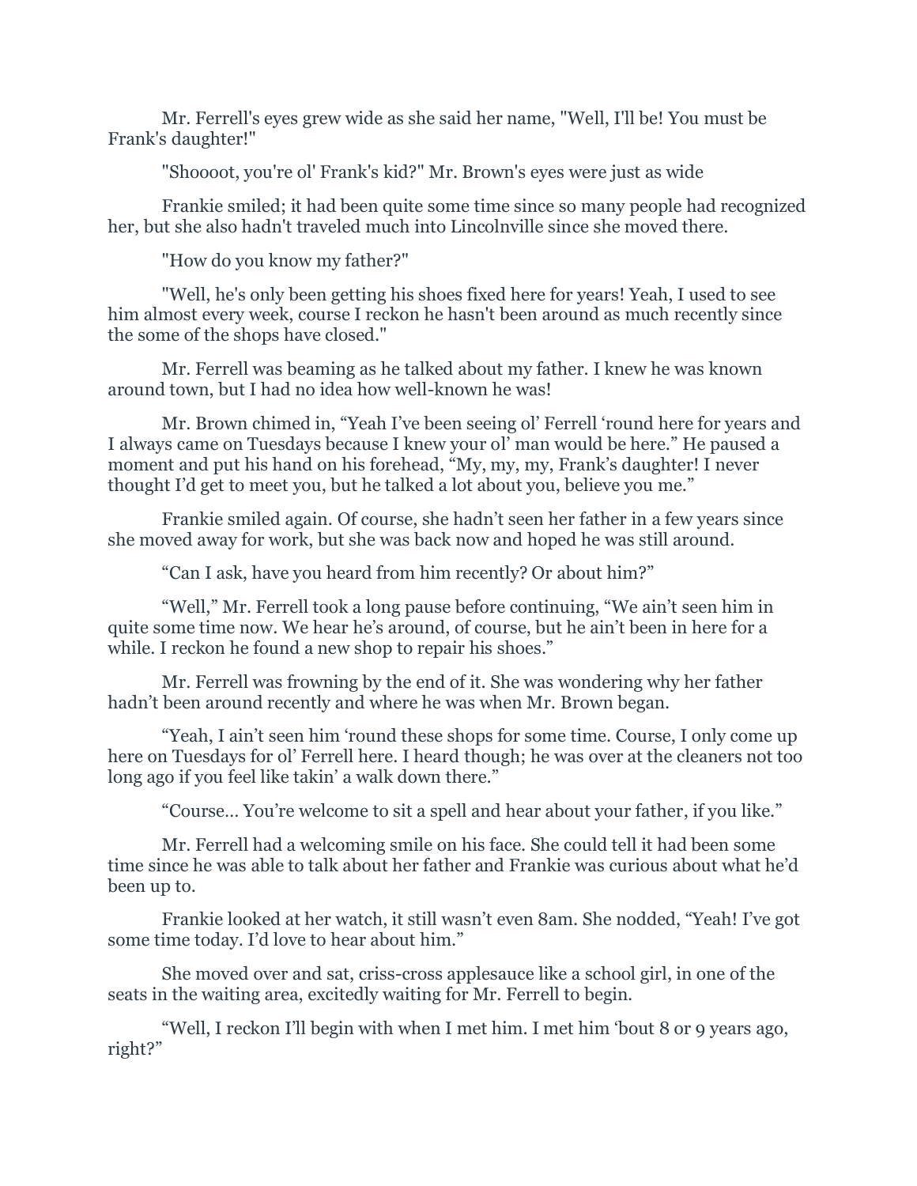Mr. Ferrell's eyes grew wide as she said her name, "Well, I'll be! You must be Frank's daughter!"

"Shoooot, you're ol' Frank's kid?" Mr. Brown's eyes were just as wide

Frankie smiled; it had been quite some time since so many people had recognized her, but she also hadn't traveled much into Lincolnville since she moved there.

"How do you know my father?"

"Well, he's only been getting his shoes fixed here for years! Yeah, I used to see him almost every week, course I reckon he hasn't been around as much recently since the some of the shops have closed."

Mr. Ferrell was beaming as he talked about my father. I knew he was known around town, but I had no idea how well-known he was!

Mr. Brown chimed in, “Yeah I’ve been seeing ol’ Ferrell ‘round here for years and I always came on Tuesdays because I knew your ol’ man would be here.” He paused a moment and put his hand on his forehead, “My, my, my, Frank’s daughter! I never thought I’d get to meet you, but he talked a lot about you, believe you me.”

Frankie smiled again. Of course, she hadn’t seen her father in a few years since she moved away for work, but she was back now and hoped he was still around.

“Can I ask, have you heard from him recently? Or about him?”

“Well,” Mr. Ferrell took a long pause before continuing, “We ain’t seen him in quite some time now. We hear he’s around, of course, but he ain’t been in here for a while. I reckon he found a new shop to repair his shoes.”

Mr. Ferrell was frowning by the end of it. She was wondering why her father hadn’t been around recently and where he was when Mr. Brown began.

“Yeah, I ain’t seen him ‘round these shops for some time. Course, I only come up here on Tuesdays for ol’ Ferrell here. I heard though; he was over at the cleaners not too long ago if you feel like takin’ a walk down there.”

“Course… You’re welcome to sit a spell and hear about your father, if you like.”

Mr. Ferrell had a welcoming smile on his face. She could tell it had been some time since he was able to talk about her father and Frankie was curious about what he’d been up to.

Frankie looked at her watch, it still wasn’t even 8am. She nodded, “Yeah! I’ve got some time today. I’d love to hear about him.”

She moved over and sat, criss-cross applesauce like a school girl, in one of the seats in the waiting area, excitedly waiting for Mr. Ferrell to begin.

“Well, I reckon I’ll begin with when I met him. I met him ‘bout 8 or 9 years ago, right?”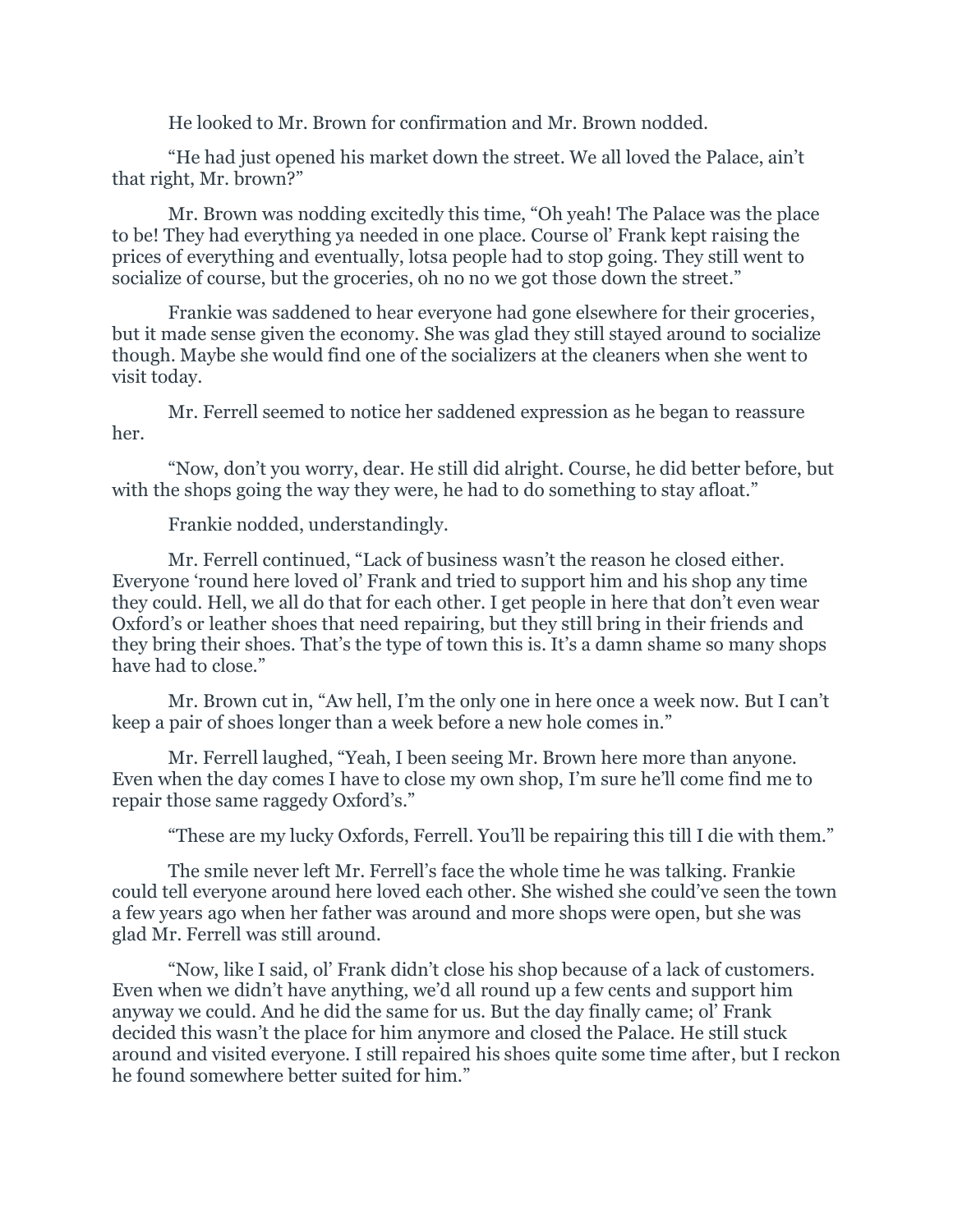He looked to Mr. Brown for confirmation and Mr. Brown nodded.

"He had just opened his market down the street. We all loved the Palace, ain't that right, Mr. brown?"

Mr. Brown was nodding excitedly this time, "Oh yeah! The Palace was the place to be! They had everything ya needed in one place. Course ol' Frank kept raising the prices of everything and eventually, lotsa people had to stop going. They still went to socialize of course, but the groceries, oh no no we got those down the street."

Frankie was saddened to hear everyone had gone elsewhere for their groceries, but it made sense given the economy. She was glad they still stayed around to socialize though. Maybe she would find one of the socializers at the cleaners when she went to visit today.

Mr. Ferrell seemed to notice her saddened expression as he began to reassure her.

"Now, don't you worry, dear. He still did alright. Course, he did better before, but with the shops going the way they were, he had to do something to stay afloat."

Frankie nodded, understandingly.

Mr. Ferrell continued, "Lack of business wasn't the reason he closed either. Everyone 'round here loved ol' Frank and tried to support him and his shop any time they could. Hell, we all do that for each other. I get people in here that don't even wear Oxford's or leather shoes that need repairing, but they still bring in their friends and they bring their shoes. That's the type of town this is. It's a damn shame so many shops have had to close."

Mr. Brown cut in, "Aw hell, I'm the only one in here once a week now. But I can't keep a pair of shoes longer than a week before a new hole comes in."

Mr. Ferrell laughed, "Yeah, I been seeing Mr. Brown here more than anyone. Even when the day comes I have to close my own shop, I'm sure he'll come find me to repair those same raggedy Oxford's."

"These are my lucky Oxfords, Ferrell. You'll be repairing this till I die with them."

The smile never left Mr. Ferrell's face the whole time he was talking. Frankie could tell everyone around here loved each other. She wished she could've seen the town a few years ago when her father was around and more shops were open, but she was glad Mr. Ferrell was still around.

"Now, like I said, ol' Frank didn't close his shop because of a lack of customers. Even when we didn't have anything, we'd all round up a few cents and support him anyway we could. And he did the same for us. But the day finally came; ol' Frank decided this wasn't the place for him anymore and closed the Palace. He still stuck around and visited everyone. I still repaired his shoes quite some time after, but I reckon he found somewhere better suited for him."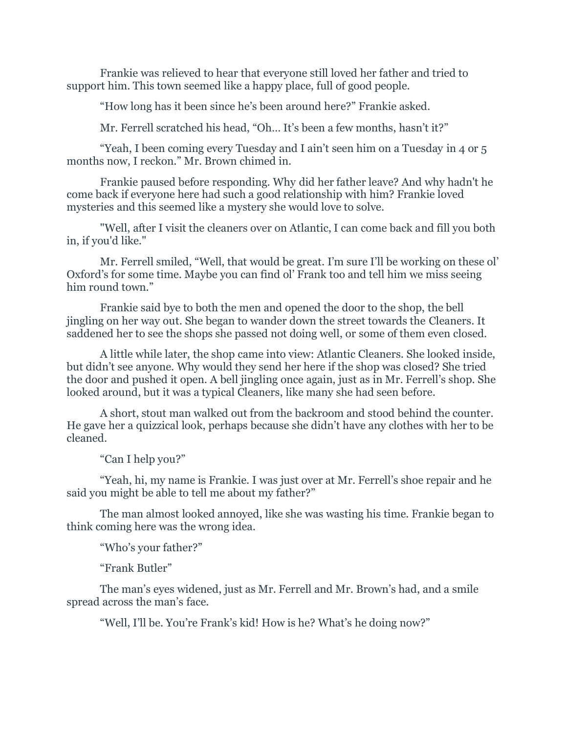Frankie was relieved to hear that everyone still loved her father and tried to support him. This town seemed like a happy place, full of good people.

“How long has it been since he’s been around here?” Frankie asked.

Mr. Ferrell scratched his head, “Oh… It’s been a few months, hasn’t it?”

“Yeah, I been coming every Tuesday and I ain’t seen him on a Tuesday in 4 or 5 months now, I reckon.” Mr. Brown chimed in.

Frankie paused before responding. Why did her father leave? And why hadn't he come back if everyone here had such a good relationship with him? Frankie loved mysteries and this seemed like a mystery she would love to solve.

"Well, after I visit the cleaners over on Atlantic, I can come back and fill you both in, if you'd like."

Mr. Ferrell smiled, “Well, that would be great. I’m sure I’ll be working on these ol’ Oxford’s for some time. Maybe you can find ol’ Frank too and tell him we miss seeing him round town.”

Frankie said bye to both the men and opened the door to the shop, the bell jingling on her way out. She began to wander down the street towards the Cleaners. It saddened her to see the shops she passed not doing well, or some of them even closed.

A little while later, the shop came into view: Atlantic Cleaners. She looked inside, but didn’t see anyone. Why would they send her here if the shop was closed? She tried the door and pushed it open. A bell jingling once again, just as in Mr. Ferrell’s shop. She looked around, but it was a typical Cleaners, like many she had seen before.

A short, stout man walked out from the backroom and stood behind the counter. He gave her a quizzical look, perhaps because she didn’t have any clothes with her to be cleaned.

“Can I help you?”

“Yeah, hi, my name is Frankie. I was just over at Mr. Ferrell’s shoe repair and he said you might be able to tell me about my father?”

The man almost looked annoyed, like she was wasting his time. Frankie began to think coming here was the wrong idea.

“Who’s your father?”

“Frank Butler”

The man’s eyes widened, just as Mr. Ferrell and Mr. Brown’s had, and a smile spread across the man’s face.

“Well, I’ll be. You’re Frank’s kid! How is he? What’s he doing now?”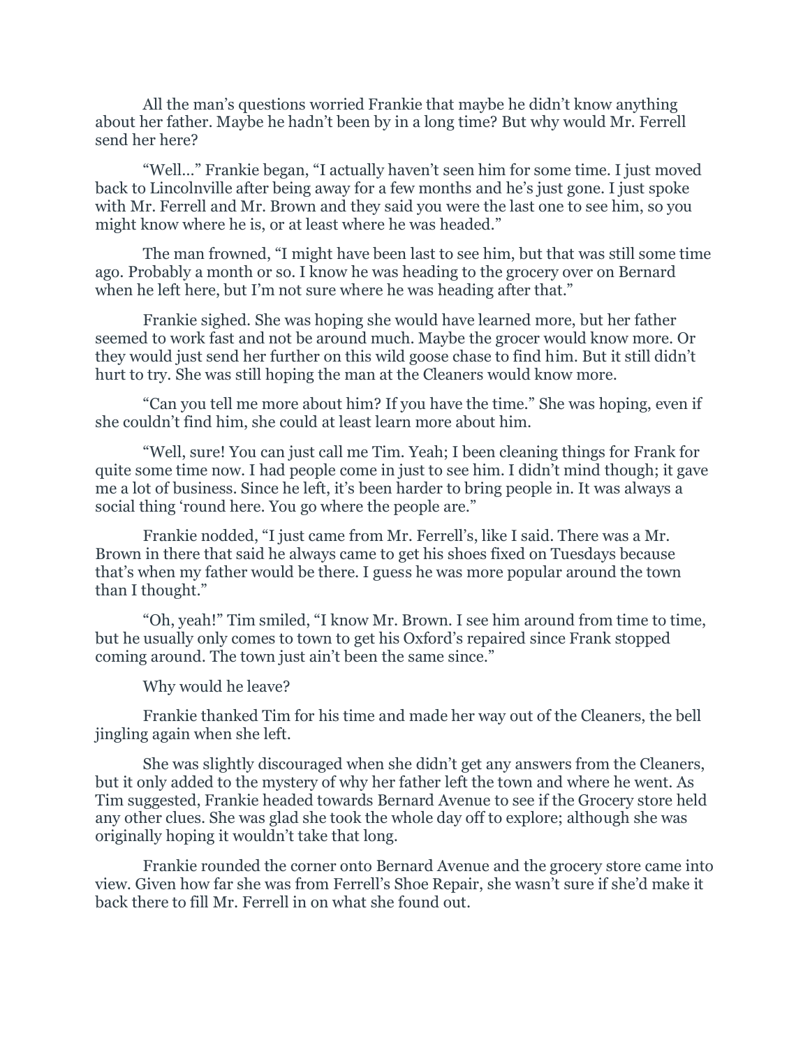All the man's questions worried Frankie that maybe he didn't know anything about her father. Maybe he hadn't been by in a long time? But why would Mr. Ferrell send her here?

"Well..." Frankie began, "I actually haven't seen him for some time. I just moved back to Lincolnville after being away for a few months and he's just gone. I just spoke with Mr. Ferrell and Mr. Brown and they said you were the last one to see him, so you might know where he is, or at least where he was headed."

The man frowned, "I might have been last to see him, but that was still some time ago. Probably a month or so. I know he was heading to the grocery over on Bernard when he left here, but I'm not sure where he was heading after that."

Frankie sighed. She was hoping she would have learned more, but her father seemed to work fast and not be around much. Maybe the grocer would know more. Or they would just send her further on this wild goose chase to find him. But it still didn't hurt to try. She was still hoping the man at the Cleaners would know more.

"Can you tell me more about him? If you have the time." She was hoping, even if she couldn't find him, she could at least learn more about him.

"Well, sure! You can just call me Tim. Yeah; I been cleaning things for Frank for quite some time now. I had people come in just to see him. I didn't mind though; it gave me a lot of business. Since he left, it's been harder to bring people in. It was always a social thing 'round here. You go where the people are."

Frankie nodded, "I just came from Mr. Ferrell's, like I said. There was a Mr. Brown in there that said he always came to get his shoes fixed on Tuesdays because that's when my father would be there. I guess he was more popular around the town than I thought."

"Oh, yeah!" Tim smiled, "I know Mr. Brown. I see him around from time to time, but he usually only comes to town to get his Oxford's repaired since Frank stopped coming around. The town just ain't been the same since."

Why would he leave?

Frankie thanked Tim for his time and made her way out of the Cleaners, the bell jingling again when she left.

She was slightly discouraged when she didn't get any answers from the Cleaners, but it only added to the mystery of why her father left the town and where he went. As Tim suggested, Frankie headed towards Bernard Avenue to see if the Grocery store held any other clues. She was glad she took the whole day off to explore; although she was originally hoping it wouldn't take that long.

Frankie rounded the corner onto Bernard Avenue and the grocery store came into view. Given how far she was from Ferrell's Shoe Repair, she wasn't sure if she'd make it back there to fill Mr. Ferrell in on what she found out.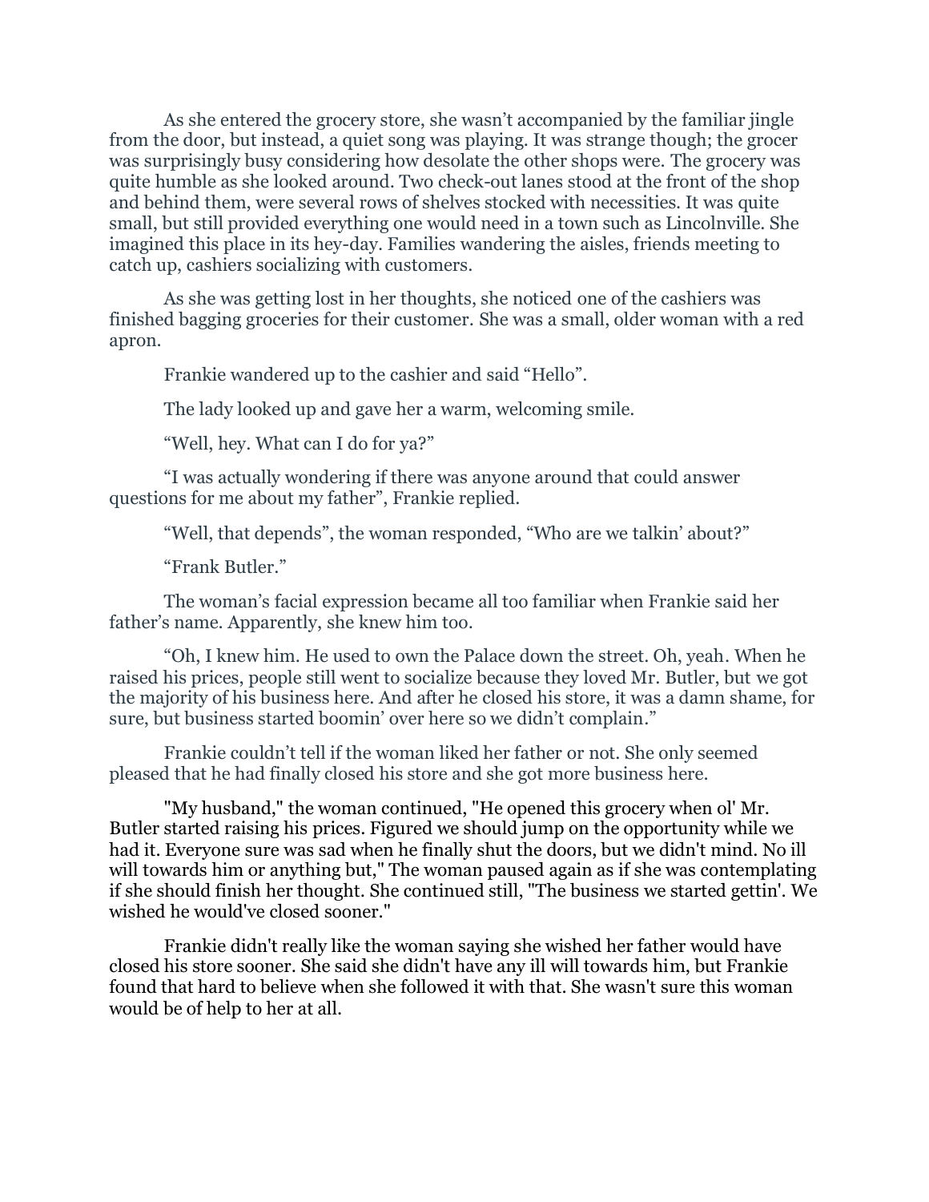As she entered the grocery store, she wasn't accompanied by the familiar jingle from the door, but instead, a quiet song was playing. It was strange though; the grocer was surprisingly busy considering how desolate the other shops were. The grocery was quite humble as she looked around. Two check-out lanes stood at the front of the shop and behind them, were several rows of shelves stocked with necessities. It was quite small, but still provided everything one would need in a town such as Lincolnville. She imagined this place in its hey-day. Families wandering the aisles, friends meeting to catch up, cashiers socializing with customers.

As she was getting lost in her thoughts, she noticed one of the cashiers was finished bagging groceries for their customer. She was a small, older woman with a red apron.

Frankie wandered up to the cashier and said "Hello".

The lady looked up and gave her a warm, welcoming smile.

"Well, hey. What can I do for ya?"

"I was actually wondering if there was anyone around that could answer questions for me about my father", Frankie replied.

"Well, that depends", the woman responded, "Who are we talkin' about?"

"Frank Butler."

The woman's facial expression became all too familiar when Frankie said her father's name. Apparently, she knew him too.

"Oh, I knew him. He used to own the Palace down the street. Oh, yeah. When he raised his prices, people still went to socialize because they loved Mr. Butler, but we got the majority of his business here. And after he closed his store, it was a damn shame, for sure, but business started boomin' over here so we didn't complain."

Frankie couldn't tell if the woman liked her father or not. She only seemed pleased that he had finally closed his store and she got more business here.

"My husband," the woman continued, "He opened this grocery when ol' Mr. Butler started raising his prices. Figured we should jump on the opportunity while we had it. Everyone sure was sad when he finally shut the doors, but we didn't mind. No ill will towards him or anything but," The woman paused again as if she was contemplating if she should finish her thought. She continued still, "The business we started gettin'. We wished he would've closed sooner."

Frankie didn't really like the woman saying she wished her father would have closed his store sooner. She said she didn't have any ill will towards him, but Frankie found that hard to believe when she followed it with that. She wasn't sure this woman would be of help to her at all.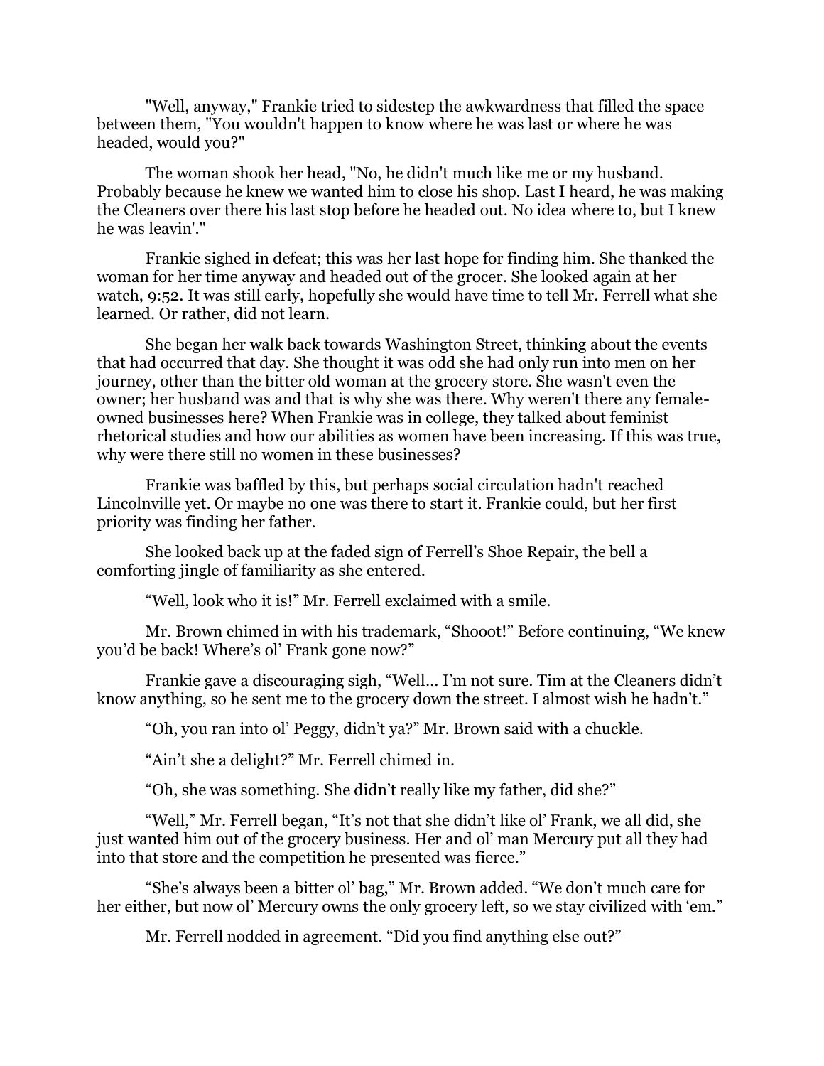"Well, anyway," Frankie tried to sidestep the awkwardness that filled the space between them, "You wouldn't happen to know where he was last or where he was headed, would you?"

The woman shook her head, "No, he didn't much like me or my husband. Probably because he knew we wanted him to close his shop. Last I heard, he was making the Cleaners over there his last stop before he headed out. No idea where to, but I knew he was leavin'."

Frankie sighed in defeat; this was her last hope for finding him. She thanked the woman for her time anyway and headed out of the grocer. She looked again at her watch, 9:52. It was still early, hopefully she would have time to tell Mr. Ferrell what she learned. Or rather, did not learn.

She began her walk back towards Washington Street, thinking about the events that had occurred that day. She thought it was odd she had only run into men on her journey, other than the bitter old woman at the grocery store. She wasn't even the owner; her husband was and that is why she was there. Why weren't there any female-owned businesses here? When Frankie was in college, they talked about feminist rhetorical studies and how our abilities as women have been increasing. If this was true, why were there still no women in these businesses?

Frankie was baffled by this, but perhaps social circulation hadn't reached Lincolnville yet. Or maybe no one was there to start it. Frankie could, but her first priority was finding her father.

She looked back up at the faded sign of Ferrell's Shoe Repair, the bell a comforting jingle of familiarity as she entered.

"Well, look who it is!" Mr. Ferrell exclaimed with a smile.

Mr. Brown chimed in with his trademark, "Shooot!" Before continuing, "We knew you'd be back! Where's ol' Frank gone now?"

Frankie gave a discouraging sigh, "Well… I'm not sure. Tim at the Cleaners didn't know anything, so he sent me to the grocery down the street. I almost wish he hadn't."

"Oh, you ran into ol' Peggy, didn't ya?" Mr. Brown said with a chuckle.

"Ain't she a delight?" Mr. Ferrell chimed in.

"Oh, she was something. She didn't really like my father, did she?"

"Well," Mr. Ferrell began, "It's not that she didn't like ol' Frank, we all did, she just wanted him out of the grocery business. Her and ol' man Mercury put all they had into that store and the competition he presented was fierce."

"She's always been a bitter ol' bag," Mr. Brown added. "We don't much care for her either, but now ol' Mercury owns the only grocery left, so we stay civilized with 'em."

Mr. Ferrell nodded in agreement. "Did you find anything else out?"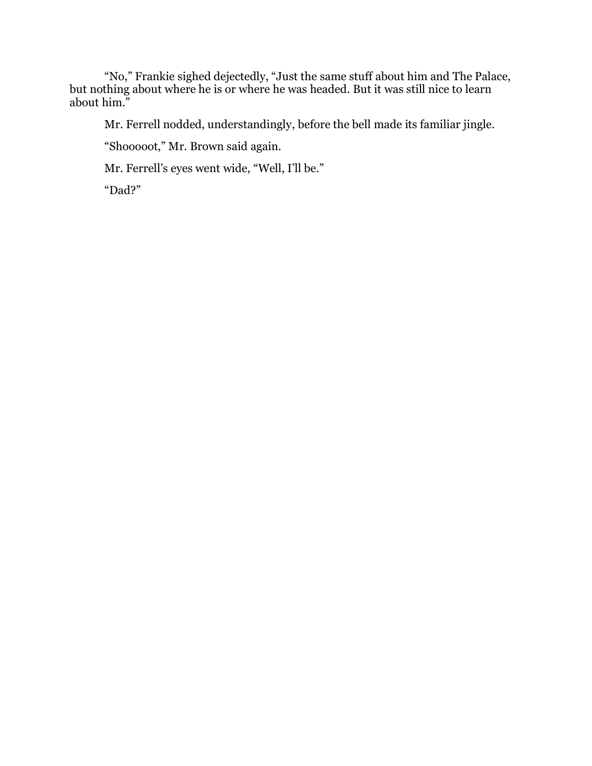"No," Frankie sighed dejectedly, "Just the same stuff about him and The Palace, but nothing about where he is or where he was headed. But it was still nice to learn about him."

Mr. Ferrell nodded, understandingly, before the bell made its familiar jingle.

"Shooooot," Mr. Brown said again.

Mr. Ferrell's eyes went wide, "Well, I'll be."

"Dad?"